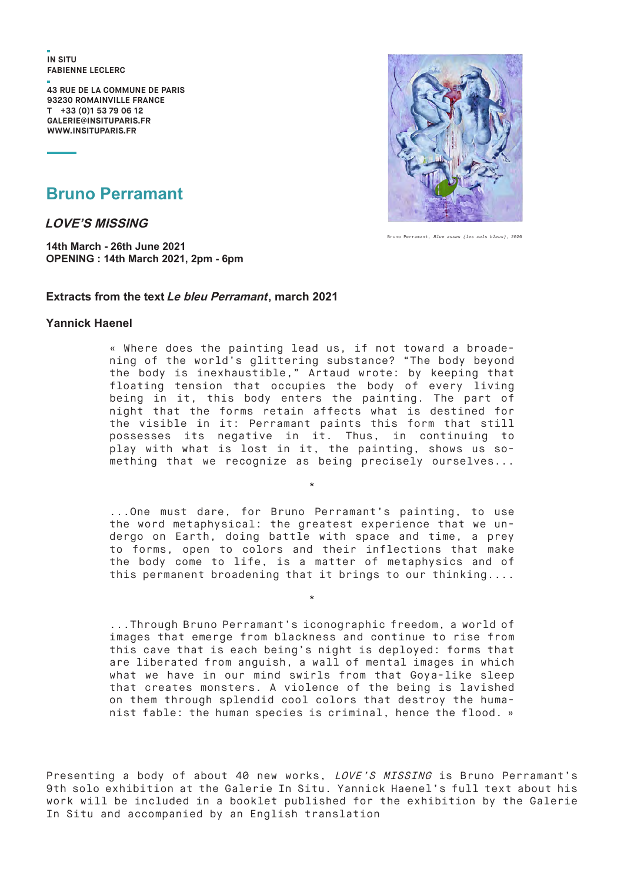IN SITU
FABIENNE LECLERC

43 RUE DE LA COMMUNE DE PARIS
93230 ROMAINVILLE FRANCE
T +33 (0)1 53 79 06 12
GALERIE@INSITUPARIS.FR
WWW.INSITUPARIS.FR

# Bruno Perramant

## *LOVE'S MISSING*

**14th March - 26th June 2021**
**OPENING : 14th March 2021, 2pm - 6pm**

Bruno Perramant, *Blue asses (les culs bleus)*, 2020

### Extracts from the text *Le bleu Perramant*, march 2021

### Yannick Haenel

« Where does the painting lead us, if not toward a broadening of the world's glittering substance? "The body beyond the body is inexhaustible," Artaud wrote: by keeping that floating tension that occupies the body of every living being in it, this body enters the painting. The part of night that the forms retain affects what is destined for the visible in it: Perramant paints this form that still possesses its negative in it. Thus, in continuing to play with what is lost in it, the painting, shows us something that we recognize as being precisely ourselves...

*

...One must dare, for Bruno Perramant's painting, to use the word metaphysical: the greatest experience that we undergo on Earth, doing battle with space and time, a prey to forms, open to colors and their inflections that make the body come to life, is a matter of metaphysics and of this permanent broadening that it brings to our thinking....

*

...Through Bruno Perramant's iconographic freedom, a world of images that emerge from blackness and continue to rise from this cave that is each being's night is deployed: forms that are liberated from anguish, a wall of mental images in which what we have in our mind swirls from that Goya-like sleep that creates monsters. A violence of the being is lavished on them through splendid cool colors that destroy the humanist fable: the human species is criminal, hence the flood. »

Presenting a body of about 40 new works, *LOVE'S MISSING* is Bruno Perramant's 9th solo exhibition at the Galerie In Situ. Yannick Haenel's full text about his work will be included in a booklet published for the exhibition by the Galerie In Situ and accompanied by an English translation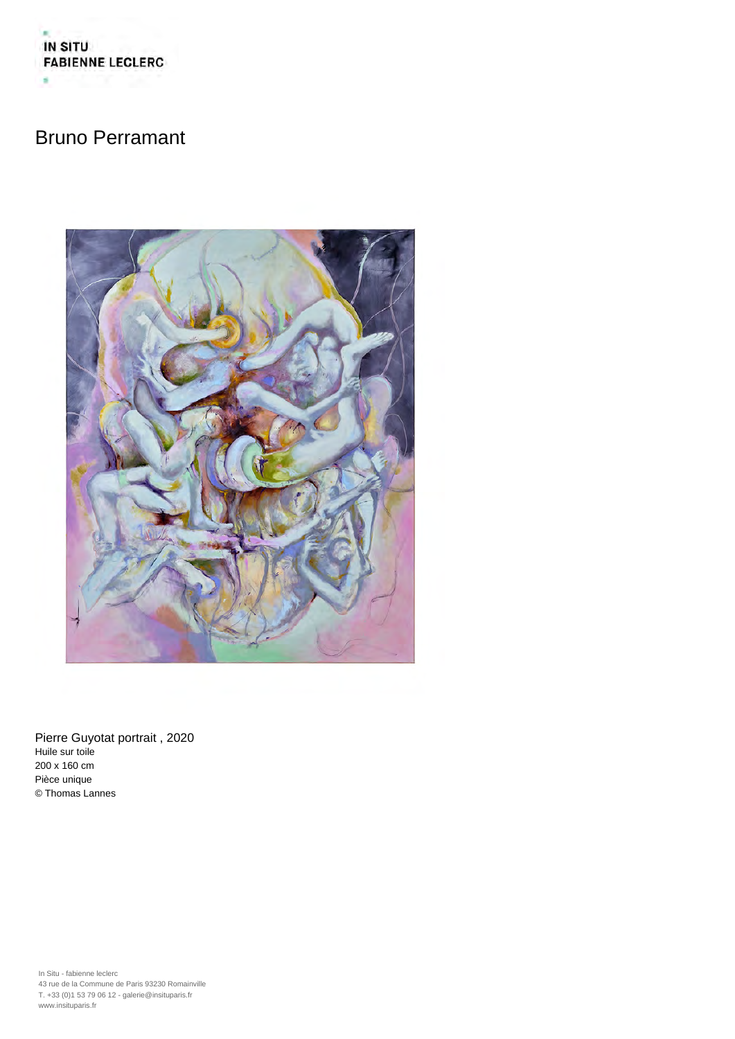IN SITU
FABIENNE LECLERC

# Bruno Perramant

Pierre Guyotat portrait , 2020
Huile sur toile
200 x 160 cm
Pièce unique
© Thomas Lannes

In Situ - fabienne leclerc
43 rue de la Commune de Paris 93230 Romainville
T. +33 (0)1 53 79 06 12 - galerie@insituparis.fr
www.insituparis.fr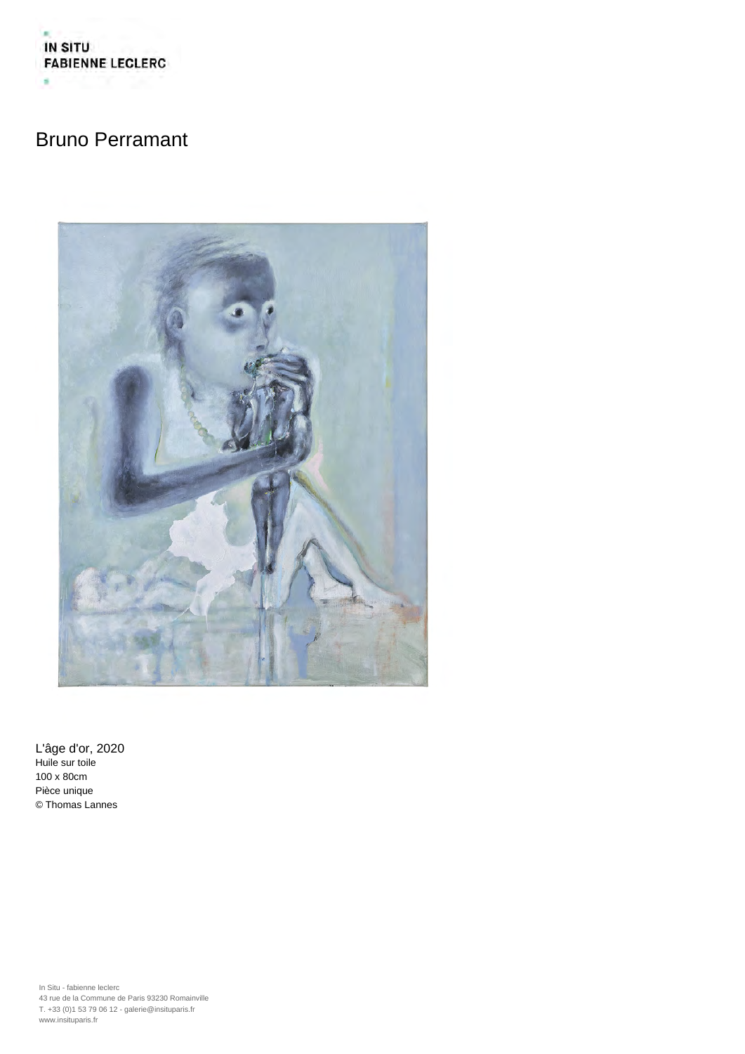IN SITU
FABIENNE LECLERC

# Bruno Perramant

L'âge d'or, 2020
Huile sur toile
100 x 80cm
Pièce unique
© Thomas Lannes

In Situ - fabienne leclerc
43 rue de la Commune de Paris 93230 Romainville
T. +33 (0)1 53 79 06 12 - galerie@insituparis.fr
www.insituparis.fr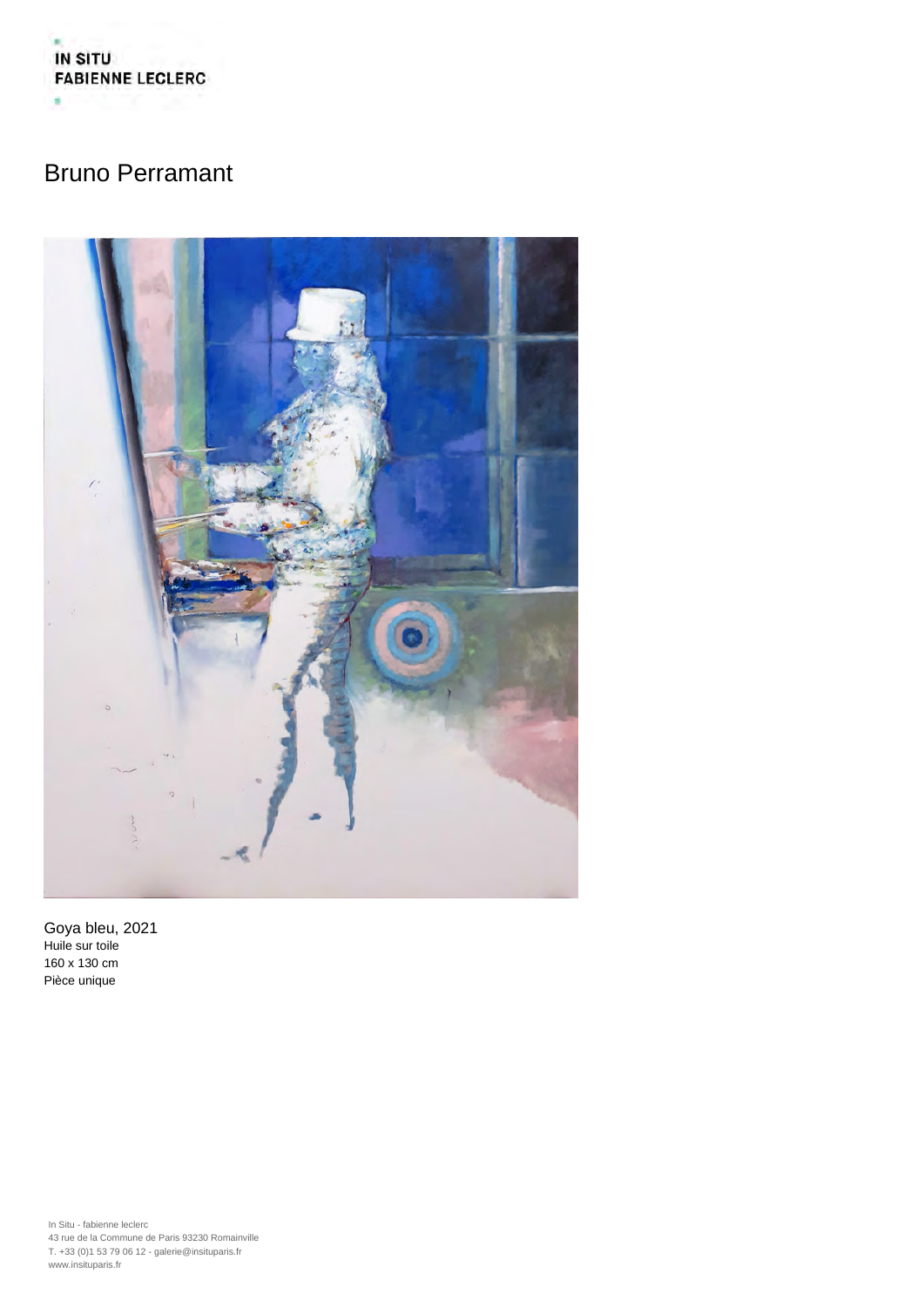IN SITU
FABIENNE LECLERC

# Bruno Perramant

Goya bleu, 2021
Huile sur toile
160 x 130 cm
Pièce unique

In Situ - fabienne leclerc
43 rue de la Commune de Paris 93230 Romainville
T. +33 (0)1 53 79 06 12 - galerie@insituparis.fr
www.insituparis.fr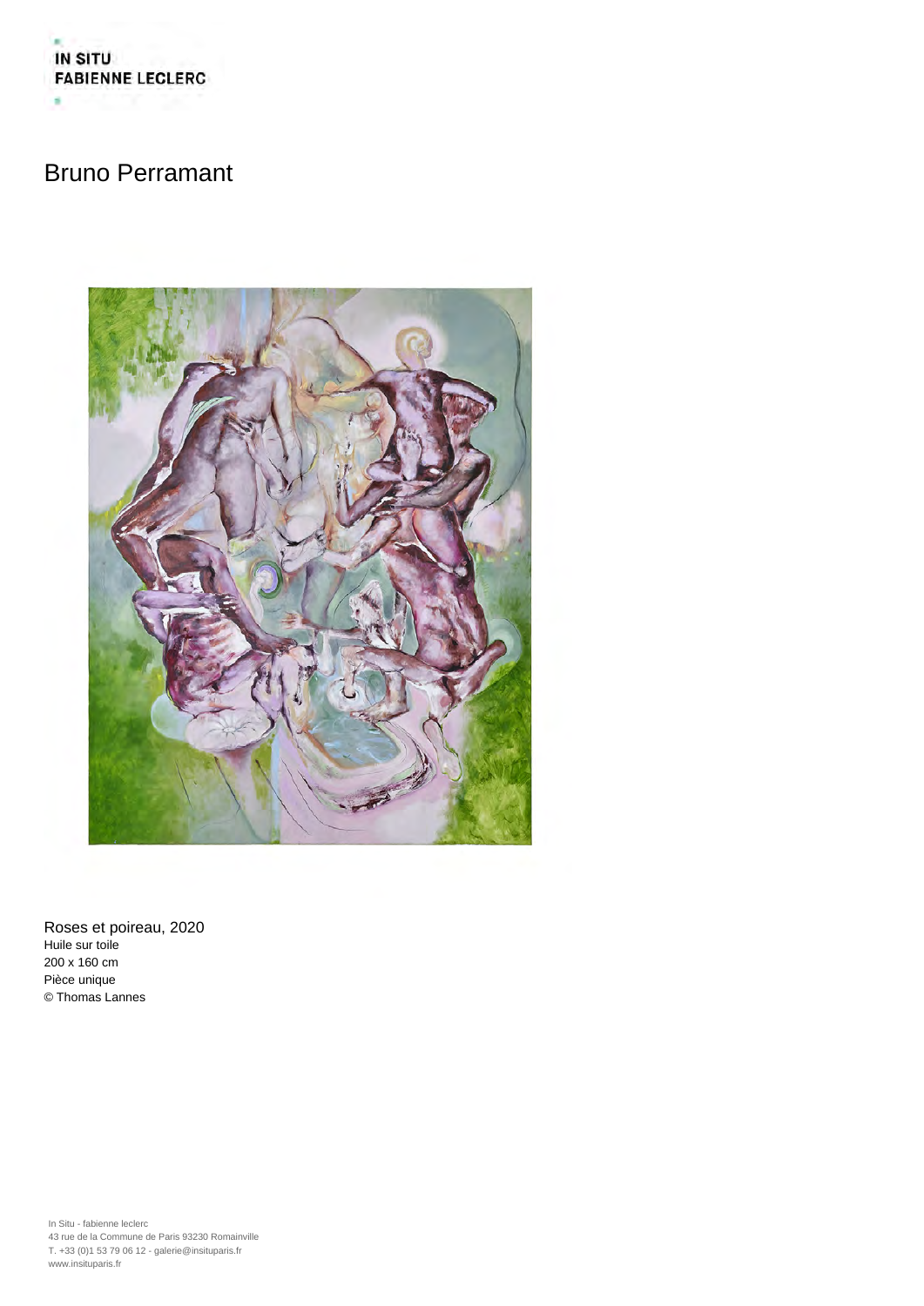IN SITU
FABIENNE LECLERC

# Bruno Perramant

Roses et poireau, 2020
Huile sur toile
200 x 160 cm
Pièce unique
© Thomas Lannes

In Situ - fabienne leclerc
43 rue de la Commune de Paris 93230 Romainville
T. +33 (0)1 53 79 06 12 - galerie@insituparis.fr
www.insituparis.fr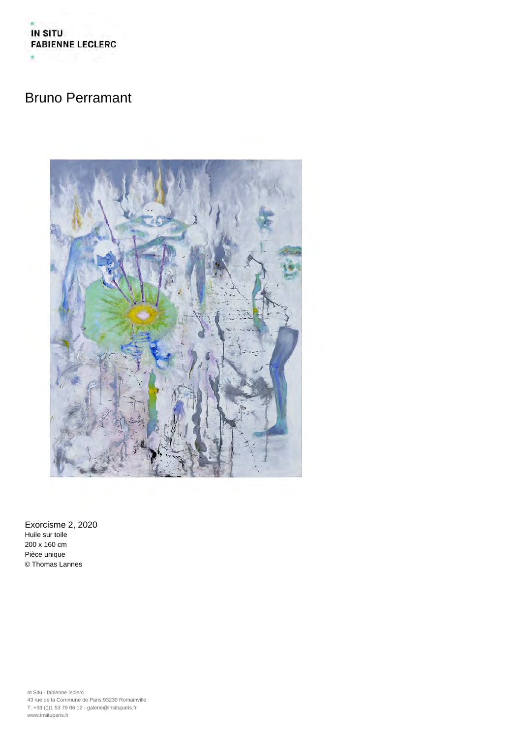**IN SITU**
**FABIENNE LECLERC**

# Bruno Perramant

Exorcisme 2, 2020
Huile sur toile
200 x 160 cm
Pièce unique
© Thomas Lannes

In Situ - fabienne leclerc
43 rue de la Commune de Paris 93230 Romainville
T. +33 (0)1 53 79 06 12 - galerie@insituparis.fr
www.insituparis.fr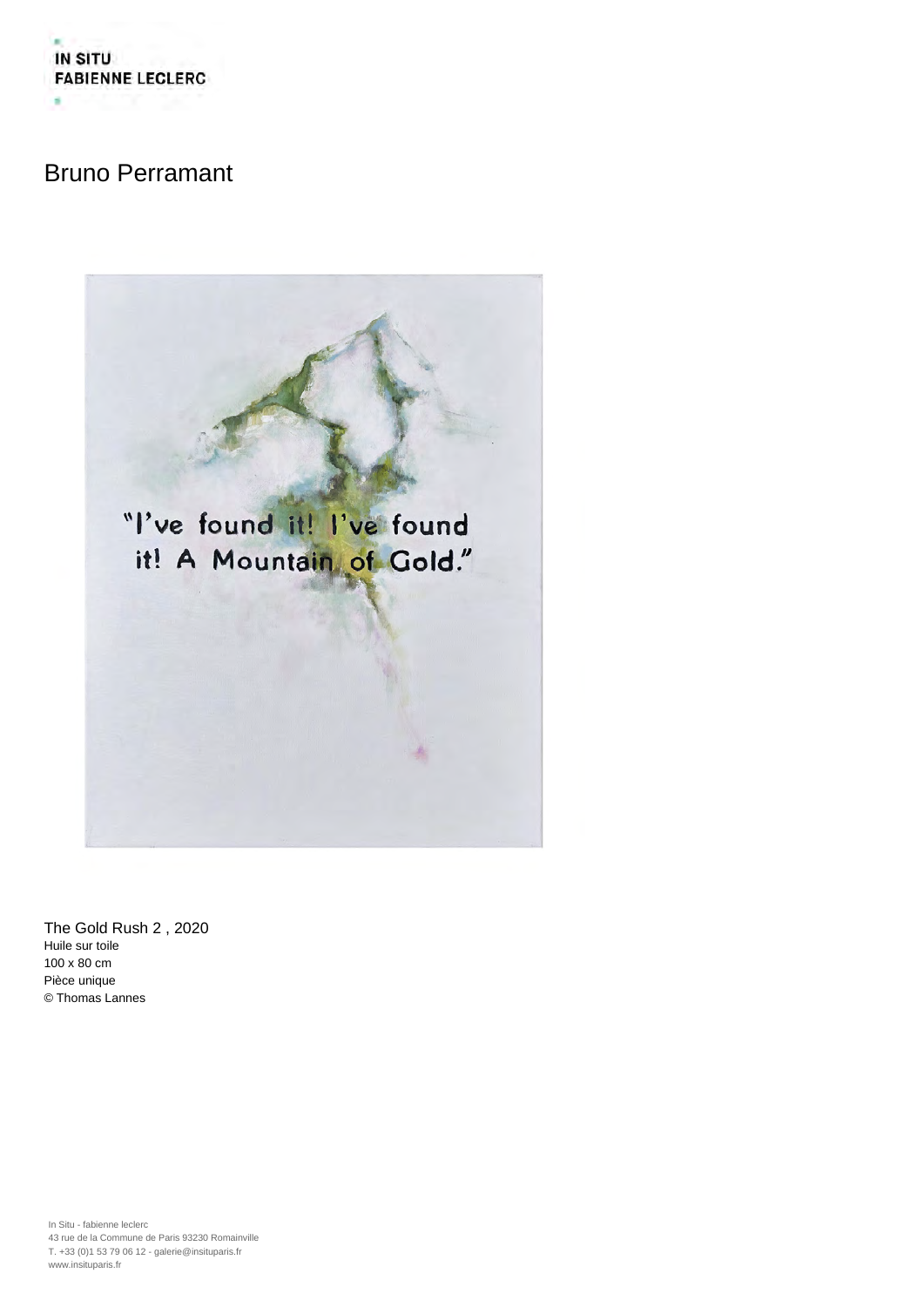# Bruno Perramant

The Gold Rush 2 , 2020
Huile sur toile
100 x 80 cm
Pièce unique
© Thomas Lannes

In Situ - fabienne leclerc
43 rue de la Commune de Paris 93230 Romainville
T. +33 (0)1 53 79 06 12 - galerie@insituparis.fr
www.insituparis.fr